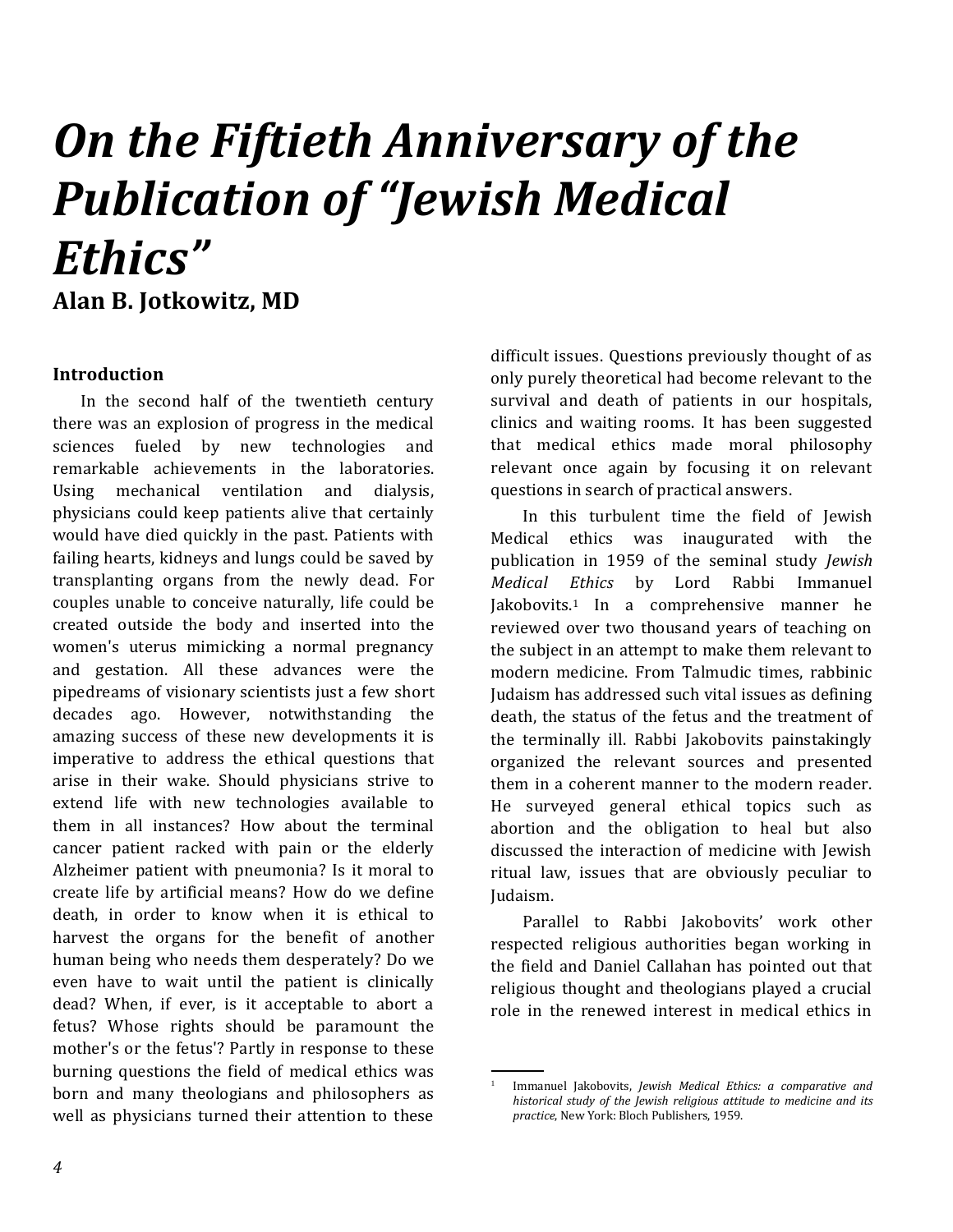# *On the Fiftieth Anniversary of the Publication of "Jewish Medical Ethics"*

**Alan B. Jotkowitz, MD**

### Introduction

In the second half of the twentieth century there was an explosion of progress in the medical sciences fueled by new technologies and remarkable achievements in the laboratories. Using mechanical ventilation and dialysis, physicians could keep patients alive that certainly would have died quickly in the past. Patients with failing hearts, kidneys and lungs could be saved by transplanting organs from the newly dead. For couples unable to conceive naturally, life could be created outside the body and inserted into the women's uterus mimicking a normal pregnancy and gestation. All these advances were the pipedreams of visionary scientists just a few short decades ago. However, notwithstanding the amazing success of these new developments it is imperative to address the ethical questions that arise in their wake. Should physicians strive to extend life with new technologies available to them in all instances? How about the terminal cancer patient racked with pain or the elderly Alzheimer patient with pneumonia? Is it moral to create life by artificial means? How do we define death, in order to know when it is ethical to harvest the organs for the benefit of another human being who needs them desperately? Do we even have to wait until the patient is clinically dead? When, if ever, is it acceptable to abort a fetus? Whose rights should be paramount the mother's or the fetus'? Partly in response to these burning questions the field of medical ethics was born and many theologians and philosophers as well as physicians turned their attention to these difficult issues. Questions previously thought of as only purely theoretical had become relevant to the survival and death of patients in our hospitals, clinics and waiting rooms. It has been suggested that medical ethics made moral philosophy relevant once again by focusing it on relevant questions in search of practical answers.

In this turbulent time the field of Jewish Medical ethics was inaugurated with the publication in 1959 of the seminal study *Jewish Medical Ethics* by Lord Rabbi Immanuel Jakobovits.[1] In a comprehensive manner he reviewed over two thousand years of teaching on the subject in an attempt to make them relevant to modern medicine. From Talmudic times, rabbinic Judaism has addressed such vital issues as defining death, the status of the fetus and the treatment of the terminally ill. Rabbi Jakobovits painstakingly organized the relevant sources and presented them in a coherent manner to the modern reader. He surveyed general ethical topics such as abortion and the obligation to heal but also discussed the interaction of medicine with Jewish ritual law, issues that are obviously peculiar to Judaism.

Parallel to Rabbi Jakobovits' work other respected religious authorities began working in the field and Daniel Callahan has pointed out that religious thought and theologians played a crucial role in the renewed interest in medical ethics in

---

[1] Immanuel Jakobovits, *Jewish Medical Ethics: a comparative and historical study of the Jewish religious attitude to medicine and its practice*, New York: Bloch Publishers, 1959.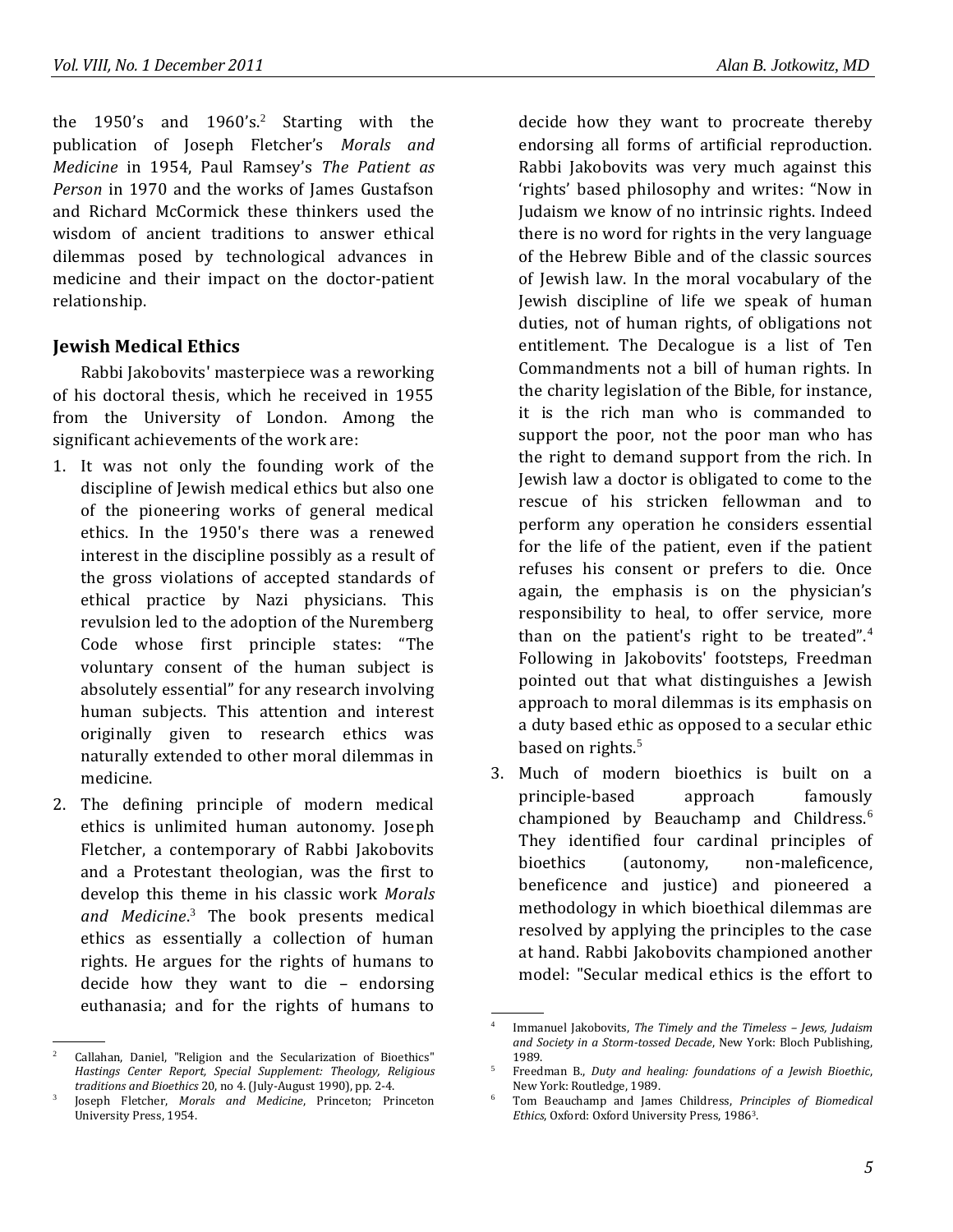the 1950's and 1960's.[2] Starting with the publication of Joseph Fletcher's *Morals and Medicine* in 1954, Paul Ramsey's *The Patient as Person* in 1970 and the works of James Gustafson and Richard McCormick these thinkers used the wisdom of ancient traditions to answer ethical dilemmas posed by technological advances in medicine and their impact on the doctor-patient relationship.

## Jewish Medical Ethics

Rabbi Jakobovits' masterpiece was a reworking of his doctoral thesis, which he received in 1955 from the University of London. Among the significant achievements of the work are:

1. It was not only the founding work of the discipline of Jewish medical ethics but also one of the pioneering works of general medical ethics. In the 1950's there was a renewed interest in the discipline possibly as a result of the gross violations of accepted standards of ethical practice by Nazi physicians. This revulsion led to the adoption of the Nuremberg Code whose first principle states: "The voluntary consent of the human subject is absolutely essential" for any research involving human subjects. This attention and interest originally given to research ethics was naturally extended to other moral dilemmas in medicine.
2. The defining principle of modern medical ethics is unlimited human autonomy. Joseph Fletcher, a contemporary of Rabbi Jakobovits and a Protestant theologian, was the first to develop this theme in his classic work *Morals and Medicine*.[3] The book presents medical ethics as essentially a collection of human rights. He argues for the rights of humans to decide how they want to die – endorsing euthanasia; and for the rights of humans to decide how they want to procreate thereby endorsing all forms of artificial reproduction. Rabbi Jakobovits was very much against this 'rights' based philosophy and writes: "Now in Judaism we know of no intrinsic rights. Indeed there is no word for rights in the very language of the Hebrew Bible and of the classic sources of Jewish law. In the moral vocabulary of the Jewish discipline of life we speak of human duties, not of human rights, of obligations not entitlement. The Decalogue is a list of Ten Commandments not a bill of human rights. In the charity legislation of the Bible, for instance, it is the rich man who is commanded to support the poor, not the poor man who has the right to demand support from the rich. In Jewish law a doctor is obligated to come to the rescue of his stricken fellowman and to perform any operation he considers essential for the life of the patient, even if the patient refuses his consent or prefers to die. Once again, the emphasis is on the physician's responsibility to heal, to offer service, more than on the patient's right to be treated".[4] Following in Jakobovits' footsteps, Freedman pointed out that what distinguishes a Jewish approach to moral dilemmas is its emphasis on a duty based ethic as opposed to a secular ethic based on rights.[5]
3. Much of modern bioethics is built on a principle-based approach famously championed by Beauchamp and Childress.[6] They identified four cardinal principles of bioethics (autonomy, non-maleficence, beneficence and justice) and pioneered a methodology in which bioethical dilemmas are resolved by applying the principles to the case at hand. Rabbi Jakobovits championed another model: "Secular medical ethics is the effort to

---

[2] Callahan, Daniel, "Religion and the Secularization of Bioethics" *Hastings Center Report, Special Supplement: Theology, Religious traditions and Bioethics* 20, no 4. (July-August 1990), pp. 2-4.

[3] Joseph Fletcher, *Morals and Medicine*, Princeton; Princeton University Press, 1954.

[4] Immanuel Jakobovits, *The Timely and the Timeless – Jews, Judaism and Society in a Storm-tossed Decade*, New York: Bloch Publishing, 1989.

[5] Freedman B., *Duty and healing: foundations of a Jewish Bioethic*, New York: Routledge, 1989.

[6] Tom Beauchamp and James Childress, *Principles of Biomedical Ethics*, Oxford: Oxford University Press, 1986[3].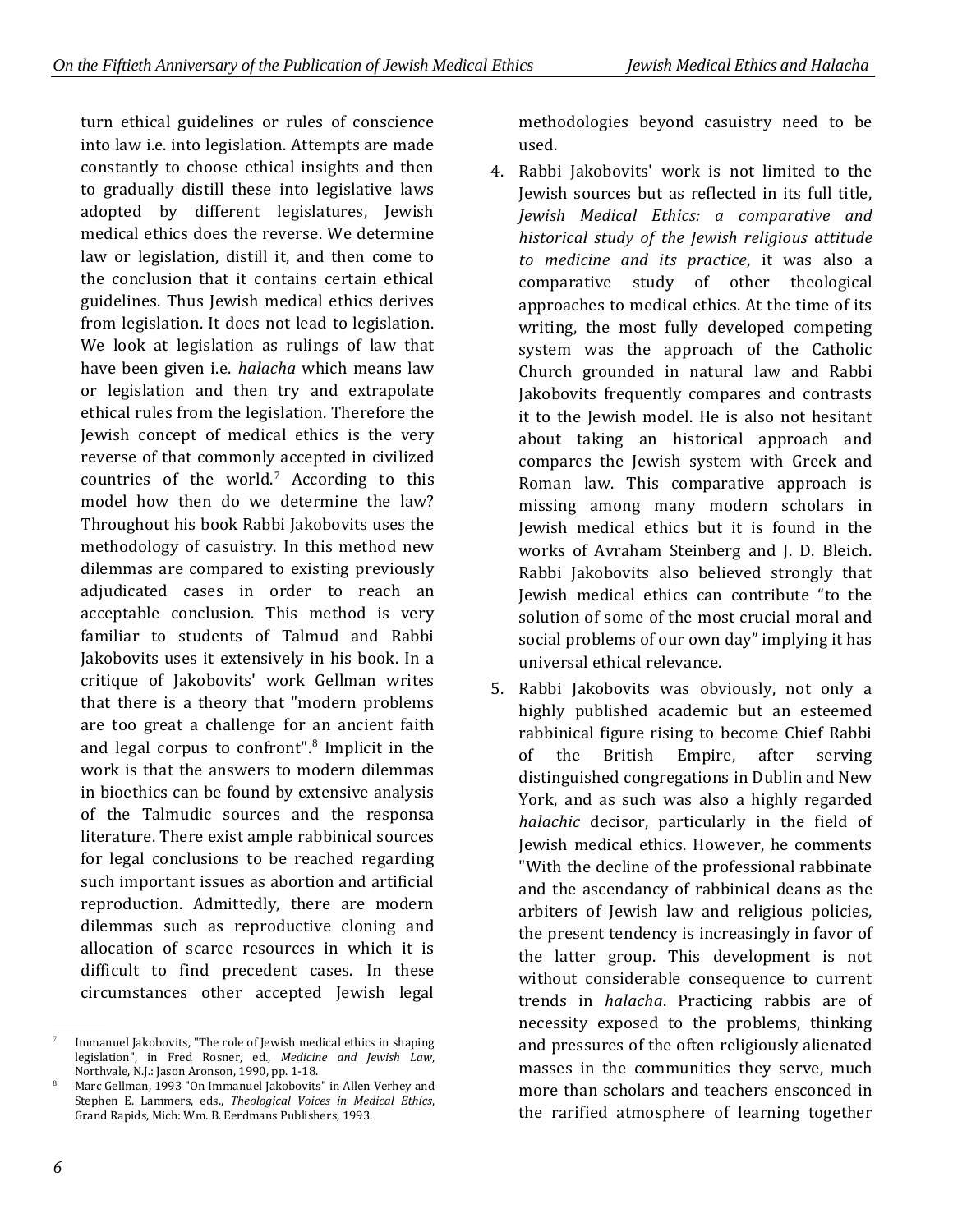turn ethical guidelines or rules of conscience into law i.e. into legislation. Attempts are made constantly to choose ethical insights and then to gradually distill these into legislative laws adopted by different legislatures, Jewish medical ethics does the reverse. We determine law or legislation, distill it, and then come to the conclusion that it contains certain ethical guidelines. Thus Jewish medical ethics derives from legislation. It does not lead to legislation. We look at legislation as rulings of law that have been given i.e. *halacha* which means law or legislation and then try and extrapolate ethical rules from the legislation. Therefore the Jewish concept of medical ethics is the very reverse of that commonly accepted in civilized countries of the world.[7] According to this model how then do we determine the law? Throughout his book Rabbi Jakobovits uses the methodology of casuistry. In this method new dilemmas are compared to existing previously adjudicated cases in order to reach an acceptable conclusion. This method is very familiar to students of Talmud and Rabbi Jakobovits uses it extensively in his book. In a critique of Jakobovits' work Gellman writes that there is a theory that "modern problems are too great a challenge for an ancient faith and legal corpus to confront".[8] Implicit in the work is that the answers to modern dilemmas in bioethics can be found by extensive analysis of the Talmudic sources and the responsa literature. There exist ample rabbinical sources for legal conclusions to be reached regarding such important issues as abortion and artificial reproduction. Admittedly, there are modern dilemmas such as reproductive cloning and allocation of scarce resources in which it is difficult to find precedent cases. In these circumstances other accepted Jewish legal methodologies beyond casuistry need to be used.

4. Rabbi Jakobovits' work is not limited to the Jewish sources but as reflected in its full title, *Jewish Medical Ethics: a comparative and historical study of the Jewish religious attitude to medicine and its practice*, it was also a comparative study of other theological approaches to medical ethics. At the time of its writing, the most fully developed competing system was the approach of the Catholic Church grounded in natural law and Rabbi Jakobovits frequently compares and contrasts it to the Jewish model. He is also not hesitant about taking an historical approach and compares the Jewish system with Greek and Roman law. This comparative approach is missing among many modern scholars in Jewish medical ethics but it is found in the works of Avraham Steinberg and J. D. Bleich. Rabbi Jakobovits also believed strongly that Jewish medical ethics can contribute "to the solution of some of the most crucial moral and social problems of our own day" implying it has universal ethical relevance.

5. Rabbi Jakobovits was obviously, not only a highly published academic but an esteemed rabbinical figure rising to become Chief Rabbi of the British Empire, after serving distinguished congregations in Dublin and New York, and as such was also a highly regarded *halachic* decisor, particularly in the field of Jewish medical ethics. However, he comments "With the decline of the professional rabbinate and the ascendancy of rabbinical deans as the arbiters of Jewish law and religious policies, the present tendency is increasingly in favor of the latter group. This development is not without considerable consequence to current trends in *halacha*. Practicing rabbis are of necessity exposed to the problems, thinking and pressures of the often religiously alienated masses in the communities they serve, much more than scholars and teachers ensconced in the rarified atmosphere of learning together

---

[7] Immanuel Jakobovits, "The role of Jewish medical ethics in shaping legislation", in Fred Rosner, ed., *Medicine and Jewish Law*, Northvale, N.J.: Jason Aronson, 1990, pp. 1-18.

[8] Marc Gellman, 1993 "On Immanuel Jakobovits" in Allen Verhey and Stephen E. Lammers, eds., *Theological Voices in Medical Ethics*, Grand Rapids, Mich: Wm. B. Eerdmans Publishers, 1993.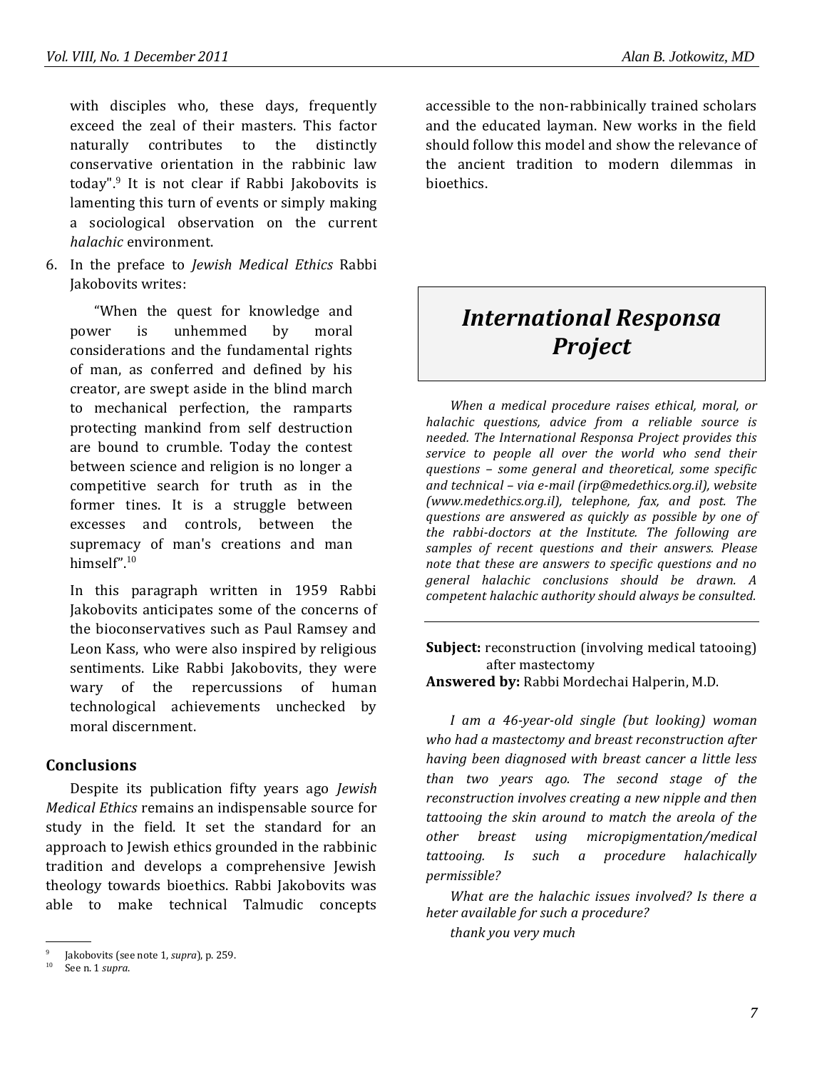with disciples who, these days, frequently exceed the zeal of their masters. This factor naturally contributes to the distinctly conservative orientation in the rabbinic law today".[9] It is not clear if Rabbi Jakobovits is lamenting this turn of events or simply making a sociological observation on the current *halachic* environment.

6. In the preface to *Jewish Medical Ethics* Rabbi Jakobovits writes:

> "When the quest for knowledge and power is unhemmed by moral considerations and the fundamental rights of man, as conferred and defined by his creator, are swept aside in the blind march to mechanical perfection, the ramparts protecting mankind from self destruction are bound to crumble. Today the contest between science and religion is no longer a competitive search for truth as in the former tines. It is a struggle between excesses and controls, between the supremacy of man's creations and man himself".[10]

   In this paragraph written in 1959 Rabbi Jakobovits anticipates some of the concerns of the bioconservatives such as Paul Ramsey and Leon Kass, who were also inspired by religious sentiments. Like Rabbi Jakobovits, they were wary of the repercussions of human technological achievements unchecked by moral discernment.

## Conclusions

Despite its publication fifty years ago *Jewish Medical Ethics* remains an indispensable source for study in the field. It set the standard for an approach to Jewish ethics grounded in the rabbinic tradition and develops a comprehensive Jewish theology towards bioethics. Rabbi Jakobovits was able to make technical Talmudic concepts accessible to the non-rabbinically trained scholars and the educated layman. New works in the field should follow this model and show the relevance of the ancient tradition to modern dilemmas in bioethics.

[9] Jakobovits (see note 1, *supra*), p. 259.

[10] See n. 1 *supra*.

# *International Responsa Project*

*When a medical procedure raises ethical, moral, or halachic questions, advice from a reliable source is needed. The International Responsa Project provides this service to people all over the world who send their questions – some general and theoretical, some specific and technical – via e-mail (irp@medethics.org.il), website (www.medethics.org.il), telephone, fax, and post. The questions are answered as quickly as possible by one of the rabbi-doctors at the Institute. The following are samples of recent questions and their answers. Please note that these are answers to specific questions and no general halachic conclusions should be drawn. A competent halachic authority should always be consulted.*

---

**Subject:** reconstruction (involving medical tatooing) after mastectomy
**Answered by:** Rabbi Mordechai Halperin, M.D.

*I am a 46-year-old single (but looking) woman who had a mastectomy and breast reconstruction after having been diagnosed with breast cancer a little less than two years ago. The second stage of the reconstruction involves creating a new nipple and then tattooing the skin around to match the areola of the other breast using micropigmentation/medical tattooing. Is such a procedure halachically permissible?*

*What are the halachic issues involved? Is there a heter available for such a procedure?*

*thank you very much*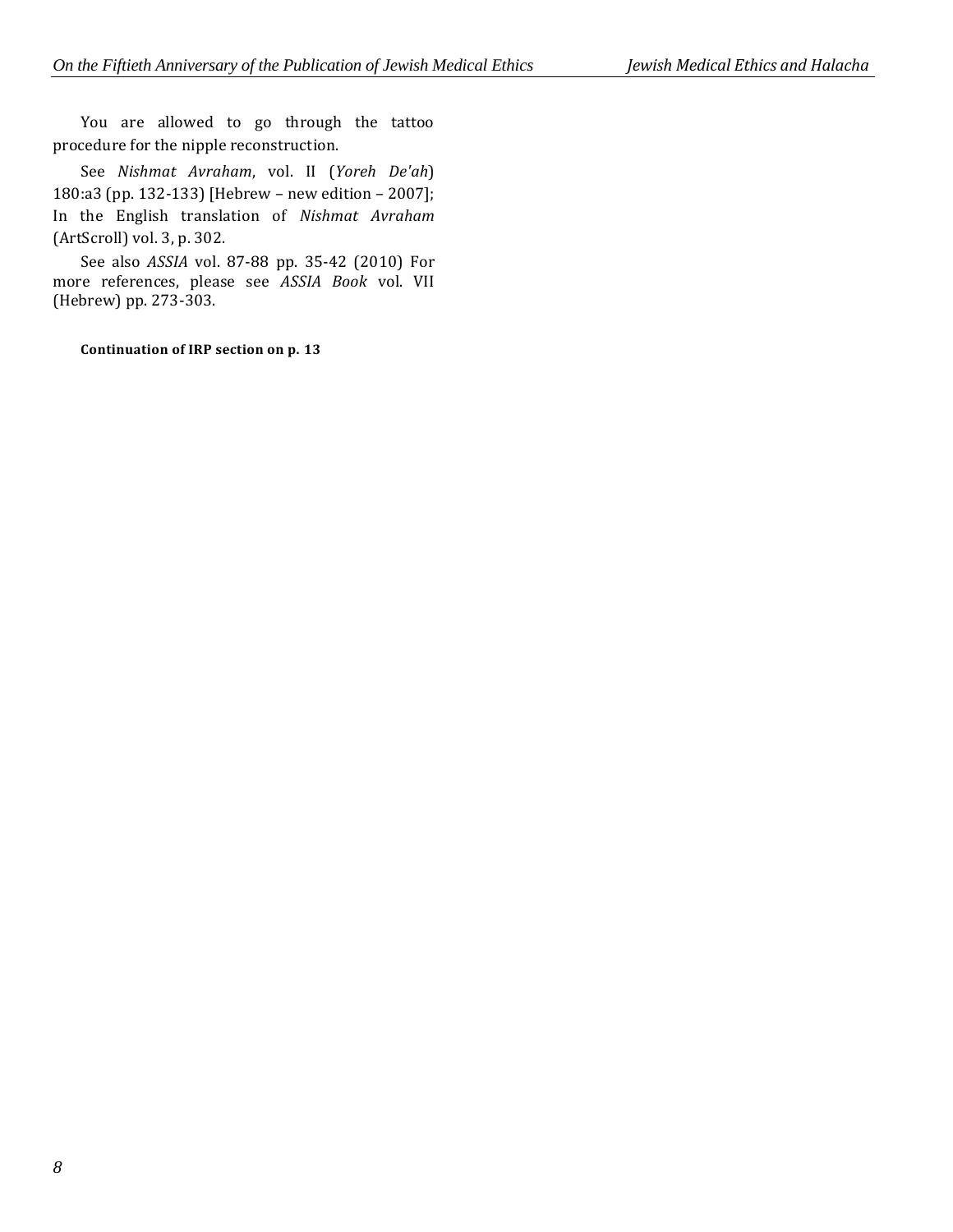You are allowed to go through the tattoo procedure for the nipple reconstruction.

See *Nishmat Avraham*, vol. II (*Yoreh De'ah*) 180:a3 (pp. 132-133) [Hebrew – new edition – 2007]; In the English translation of *Nishmat Avraham* (ArtScroll) vol. 3, p. 302.

See also *ASSIA* vol. 87-88 pp. 35-42 (2010) For more references, please see *ASSIA Book* vol. VII (Hebrew) pp. 273-303.

**Continuation of IRP section on p. 13**